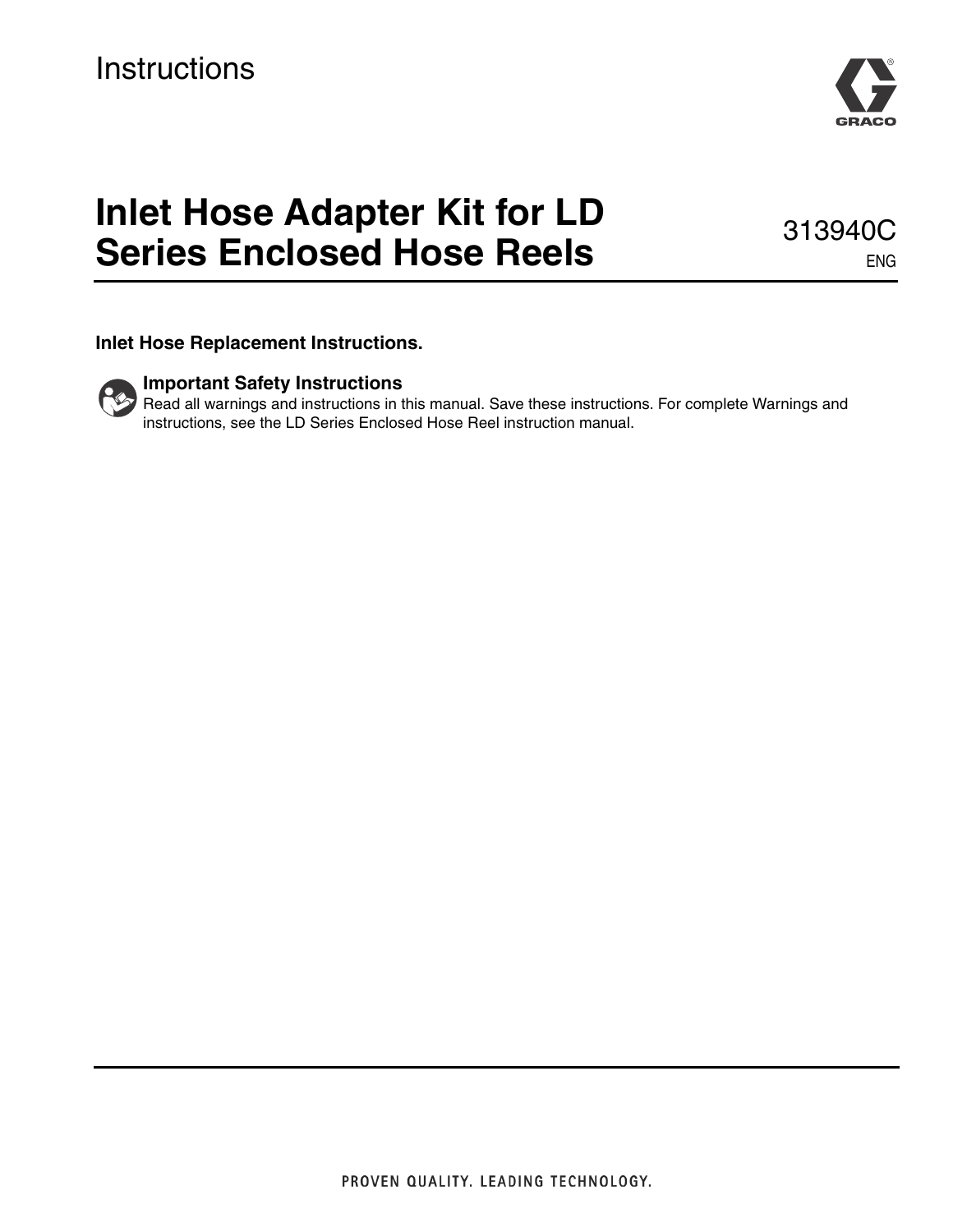Instructions

# Inlet Hose Adapter Kit for LD Series Enclosed Hose Reels

313940C

ENG

**Inlet Hose Replacement Instructions.**

### Important Safety Instructions

Read all warnings and instructions in this manual. Save these instructions. For complete Warnings and instructions, see the LD Series Enclosed Hose Reel instruction manual.

PROVEN QUALITY. LEADING TECHNOLOGY.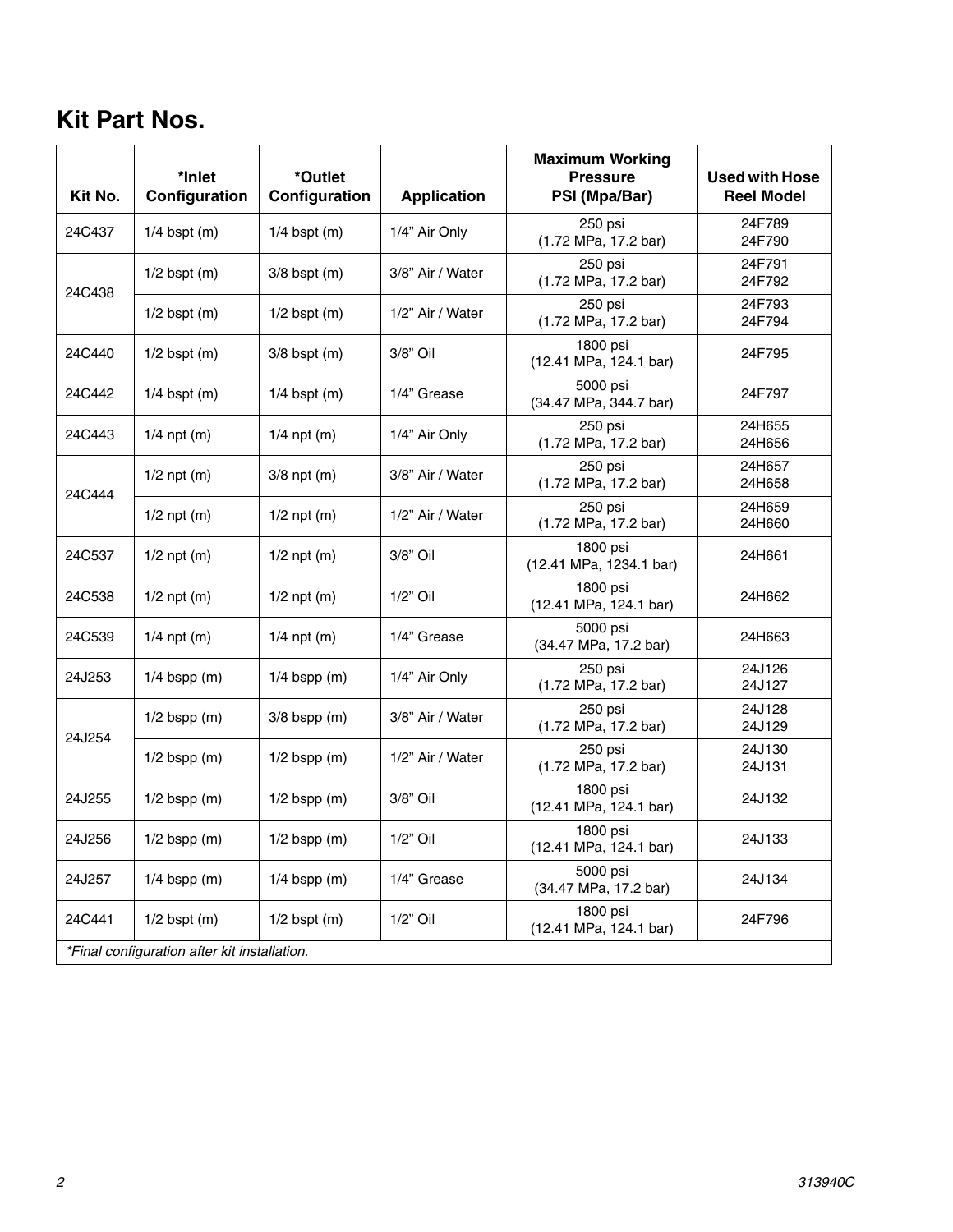## Kit Part Nos.

| Kit No. | *Inlet Configuration | *Outlet Configuration | Application | Maximum Working Pressure PSI (Mpa/Bar) | Used with Hose Reel Model |
|---|---|---|---|---|---|
| 24C437 | 1/4 bspt (m) | 1/4 bspt (m) | 1/4" Air Only | 250 psi (1.72 MPa, 17.2 bar) | 24F789 24F790 |
| 24C438 | 1/2 bspt (m) | 3/8 bspt (m) | 3/8" Air / Water | 250 psi (1.72 MPa, 17.2 bar) | 24F791 24F792 |
| | 1/2 bspt (m) | 1/2 bspt (m) | 1/2" Air / Water | 250 psi (1.72 MPa, 17.2 bar) | 24F793 24F794 |
| 24C440 | 1/2 bspt (m) | 3/8 bspt (m) | 3/8" Oil | 1800 psi (12.41 MPa, 124.1 bar) | 24F795 |
| 24C442 | 1/4 bspt (m) | 1/4 bspt (m) | 1/4" Grease | 5000 psi (34.47 MPa, 344.7 bar) | 24F797 |
| 24C443 | 1/4 npt (m) | 1/4 npt (m) | 1/4" Air Only | 250 psi (1.72 MPa, 17.2 bar) | 24H655 24H656 |
| 24C444 | 1/2 npt (m) | 3/8 npt (m) | 3/8" Air / Water | 250 psi (1.72 MPa, 17.2 bar) | 24H657 24H658 |
| | 1/2 npt (m) | 1/2 npt (m) | 1/2" Air / Water | 250 psi (1.72 MPa, 17.2 bar) | 24H659 24H660 |
| 24C537 | 1/2 npt (m) | 1/2 npt (m) | 3/8" Oil | 1800 psi (12.41 MPa, 1234.1 bar) | 24H661 |
| 24C538 | 1/2 npt (m) | 1/2 npt (m) | 1/2" Oil | 1800 psi (12.41 MPa, 124.1 bar) | 24H662 |
| 24C539 | 1/4 npt (m) | 1/4 npt (m) | 1/4" Grease | 5000 psi (34.47 MPa, 17.2 bar) | 24H663 |
| 24J253 | 1/4 bspp (m) | 1/4 bspp (m) | 1/4" Air Only | 250 psi (1.72 MPa, 17.2 bar) | 24J126 24J127 |
| 24J254 | 1/2 bspp (m) | 3/8 bspp (m) | 3/8" Air / Water | 250 psi (1.72 MPa, 17.2 bar) | 24J128 24J129 |
| | 1/2 bspp (m) | 1/2 bspp (m) | 1/2" Air / Water | 250 psi (1.72 MPa, 17.2 bar) | 24J130 24J131 |
| 24J255 | 1/2 bspp (m) | 1/2 bspp (m) | 3/8" Oil | 1800 psi (12.41 MPa, 124.1 bar) | 24J132 |
| 24J256 | 1/2 bspp (m) | 1/2 bspp (m) | 1/2" Oil | 1800 psi (12.41 MPa, 124.1 bar) | 24J133 |
| 24J257 | 1/4 bspp (m) | 1/4 bspp (m) | 1/4" Grease | 5000 psi (34.47 MPa, 17.2 bar) | 24J134 |
| 24C441 | 1/2 bspt (m) | 1/2 bspt (m) | 1/2" Oil | 1800 psi (12.41 MPa, 124.1 bar) | 24F796 |

*Final configuration after kit installation.*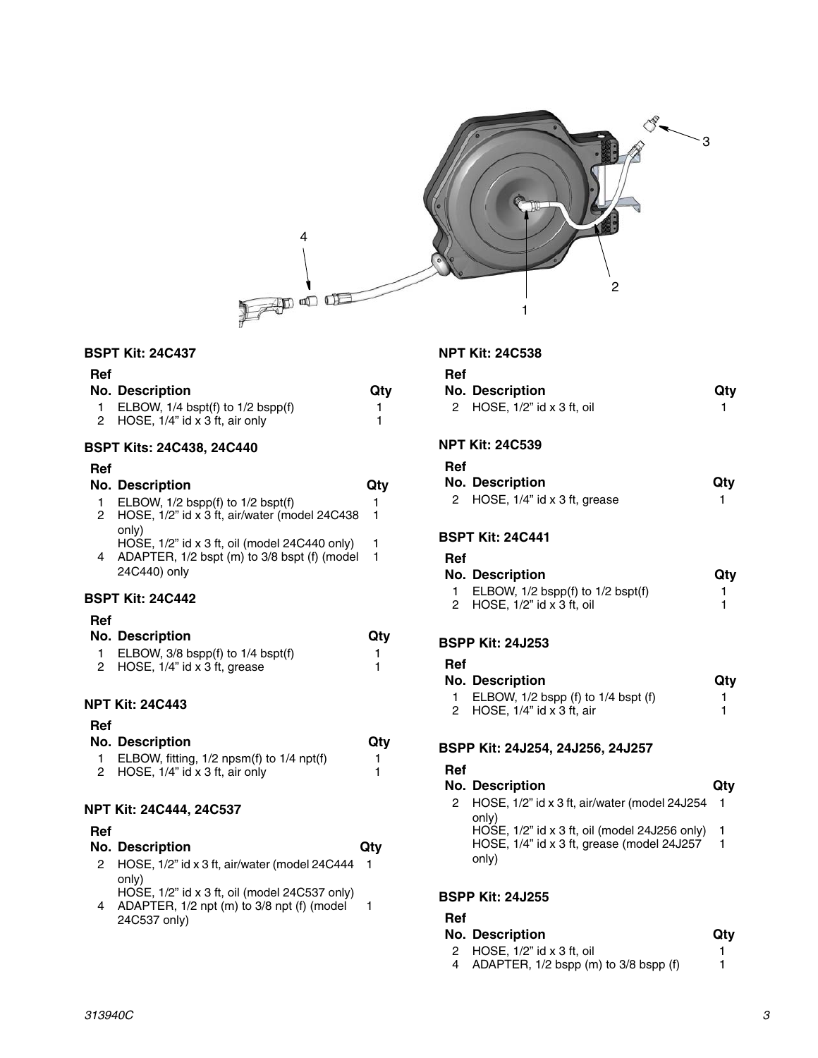### BSPT Kit: 24C437

| Ref No. | Description | Qty |
|---|---|---|
| 1 | ELBOW, 1/4 bspt(f) to 1/2 bspp(f) | 1 |
| 2 | HOSE, 1/4” id x 3 ft, air only | 1 |

### BSPT Kits: 24C438, 24C440

| Ref No. | Description | Qty |
|---|---|---|
| 1 | ELBOW, 1/2 bspp(f) to 1/2 bspt(f) | 1 |
| 2 | HOSE, 1/2” id x 3 ft, air/water (model 24C438 only) | 1 |
| | HOSE, 1/2” id x 3 ft, oil (model 24C440 only) | 1 |
| 4 | ADAPTER, 1/2 bspt (m) to 3/8 bspt (f) (model 24C440) only | 1 |

### BSPT Kit: 24C442

| Ref No. | Description | Qty |
|---|---|---|
| 1 | ELBOW, 3/8 bspp(f) to 1/4 bspt(f) | 1 |
| 2 | HOSE, 1/4” id x 3 ft, grease | 1 |

### NPT Kit: 24C443

| Ref No. | Description | Qty |
|---|---|---|
| 1 | ELBOW, fitting, 1/2 npsm(f) to 1/4 npt(f) | 1 |
| 2 | HOSE, 1/4” id x 3 ft, air only | 1 |

### NPT Kit: 24C444, 24C537

| Ref No. | Description | Qty |
|---|---|---|
| 2 | HOSE, 1/2” id x 3 ft, air/water (model 24C444 only) | 1 |
| | HOSE, 1/2” id x 3 ft, oil (model 24C537 only) | |
| 4 | ADAPTER, 1/2 npt (m) to 3/8 npt (f) (model 24C537 only) | 1 |

### NPT Kit: 24C538

| Ref No. | Description | Qty |
|---|---|---|
| 2 | HOSE, 1/2” id x 3 ft, oil | 1 |

### NPT Kit: 24C539

| Ref No. | Description | Qty |
|---|---|---|
| 2 | HOSE, 1/4” id x 3 ft, grease | 1 |

### BSPT Kit: 24C441

| Ref No. | Description | Qty |
|---|---|---|
| 1 | ELBOW, 1/2 bspp(f) to 1/2 bspt(f) | 1 |
| 2 | HOSE, 1/2” id x 3 ft, oil | 1 |

### BSPP Kit: 24J253

| Ref No. | Description | Qty |
|---|---|---|
| 1 | ELBOW, 1/2 bspp (f) to 1/4 bspt (f) | 1 |
| 2 | HOSE, 1/4” id x 3 ft, air | 1 |

### BSPP Kit: 24J254, 24J256, 24J257

| Ref No. | Description | Qty |
|---|---|---|
| 2 | HOSE, 1/2” id x 3 ft, air/water (model 24J254 only) | 1 |
| | HOSE, 1/2” id x 3 ft, oil (model 24J256 only) | 1 |
| | HOSE, 1/4” id x 3 ft, grease (model 24J257 only) | 1 |

### BSPP Kit: 24J255

| Ref No. | Description | Qty |
|---|---|---|
| 2 | HOSE, 1/2” id x 3 ft, oil | 1 |
| 4 | ADAPTER, 1/2 bspp (m) to 3/8 bspp (f) | 1 |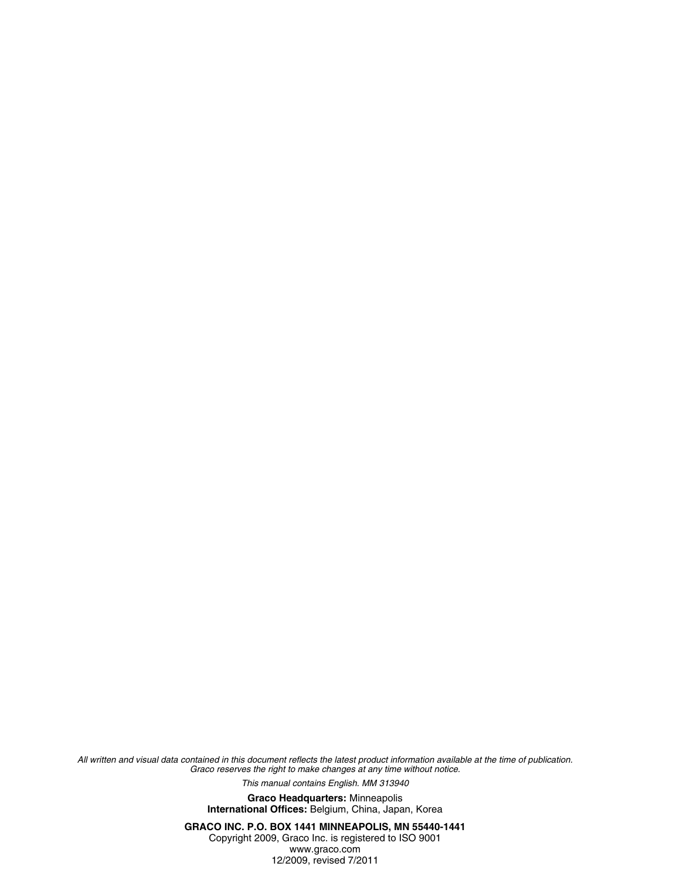*All written and visual data contained in this document reflects the latest product information available at the time of publication. Graco reserves the right to make changes at any time without notice.*

*This manual contains English. MM 313940*

**Graco Headquarters:** Minneapolis
**International Offices:** Belgium, China, Japan, Korea

**GRACO INC. P.O. BOX 1441 MINNEAPOLIS, MN 55440-1441**
Copyright 2009, Graco Inc. is registered to ISO 9001
www.graco.com
12/2009, revised 7/2011